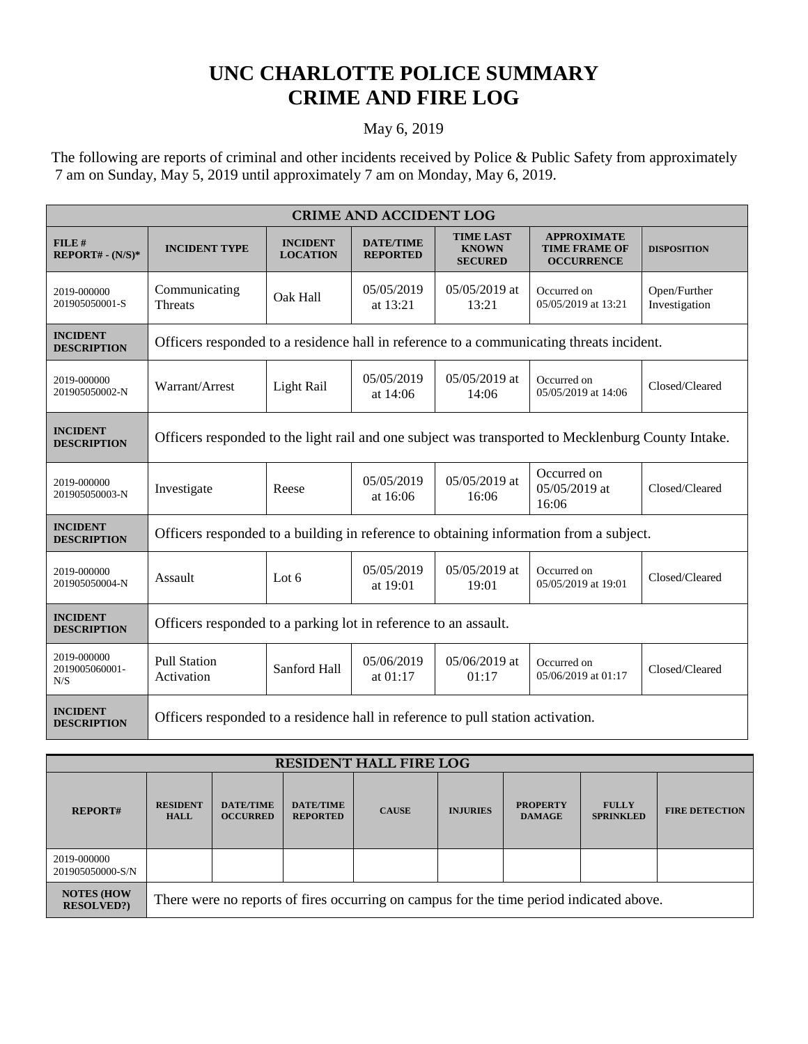# UNC CHARLOTTE POLICE SUMMARY
# CRIME AND FIRE LOG

May 6, 2019

The following are reports of criminal and other incidents received by Police & Public Safety from approximately 7 am on Sunday, May 5, 2019 until approximately 7 am on Monday, May 6, 2019.

| CRIME AND ACCIDENT LOG | | | | | | |
|---|---|---|---|---|---|---|
| **FILE # REPORT# - (N/S)*** | **INCIDENT TYPE** | **INCIDENT LOCATION** | **DATE/TIME REPORTED** | **TIME LAST KNOWN SECURED** | **APPROXIMATE TIME FRAME OF OCCURRENCE** | **DISPOSITION** |
| 2019-000000 201905050001-S | Communicating Threats | Oak Hall | 05/05/2019 at 13:21 | 05/05/2019 at 13:21 | Occurred on 05/05/2019 at 13:21 | Open/Further Investigation |
| **INCIDENT DESCRIPTION** | Officers responded to a residence hall in reference to a communicating threats incident. | | | | | |
| 2019-000000 201905050002-N | Warrant/Arrest | Light Rail | 05/05/2019 at 14:06 | 05/05/2019 at 14:06 | Occurred on 05/05/2019 at 14:06 | Closed/Cleared |
| **INCIDENT DESCRIPTION** | Officers responded to the light rail and one subject was transported to Mecklenburg County Intake. | | | | | |
| 2019-000000 201905050003-N | Investigate | Reese | 05/05/2019 at 16:06 | 05/05/2019 at 16:06 | Occurred on 05/05/2019 at 16:06 | Closed/Cleared |
| **INCIDENT DESCRIPTION** | Officers responded to a building in reference to obtaining information from a subject. | | | | | |
| 2019-000000 201905050004-N | Assault | Lot 6 | 05/05/2019 at 19:01 | 05/05/2019 at 19:01 | Occurred on 05/05/2019 at 19:01 | Closed/Cleared |
| **INCIDENT DESCRIPTION** | Officers responded to a parking lot in reference to an assault. | | | | | |
| 2019-000000 2019005060001-N/S | Pull Station Activation | Sanford Hall | 05/06/2019 at 01:17 | 05/06/2019 at 01:17 | Occurred on 05/06/2019 at 01:17 | Closed/Cleared |
| **INCIDENT DESCRIPTION** | Officers responded to a residence hall in reference to pull station activation. | | | | | |

| RESIDENT HALL FIRE LOG | | | | | | | | |
|---|---|---|---|---|---|---|---|---|
| **REPORT#** | **RESIDENT HALL** | **DATE/TIME OCCURRED** | **DATE/TIME REPORTED** | **CAUSE** | **INJURIES** | **PROPERTY DAMAGE** | **FULLY SPRINKLED** | **FIRE DETECTION** |
| 2019-000000 201905050000-S/N | | | | | | | | |
| **NOTES (HOW RESOLVED?)** | There were no reports of fires occurring on campus for the time period indicated above. | | | | | | | |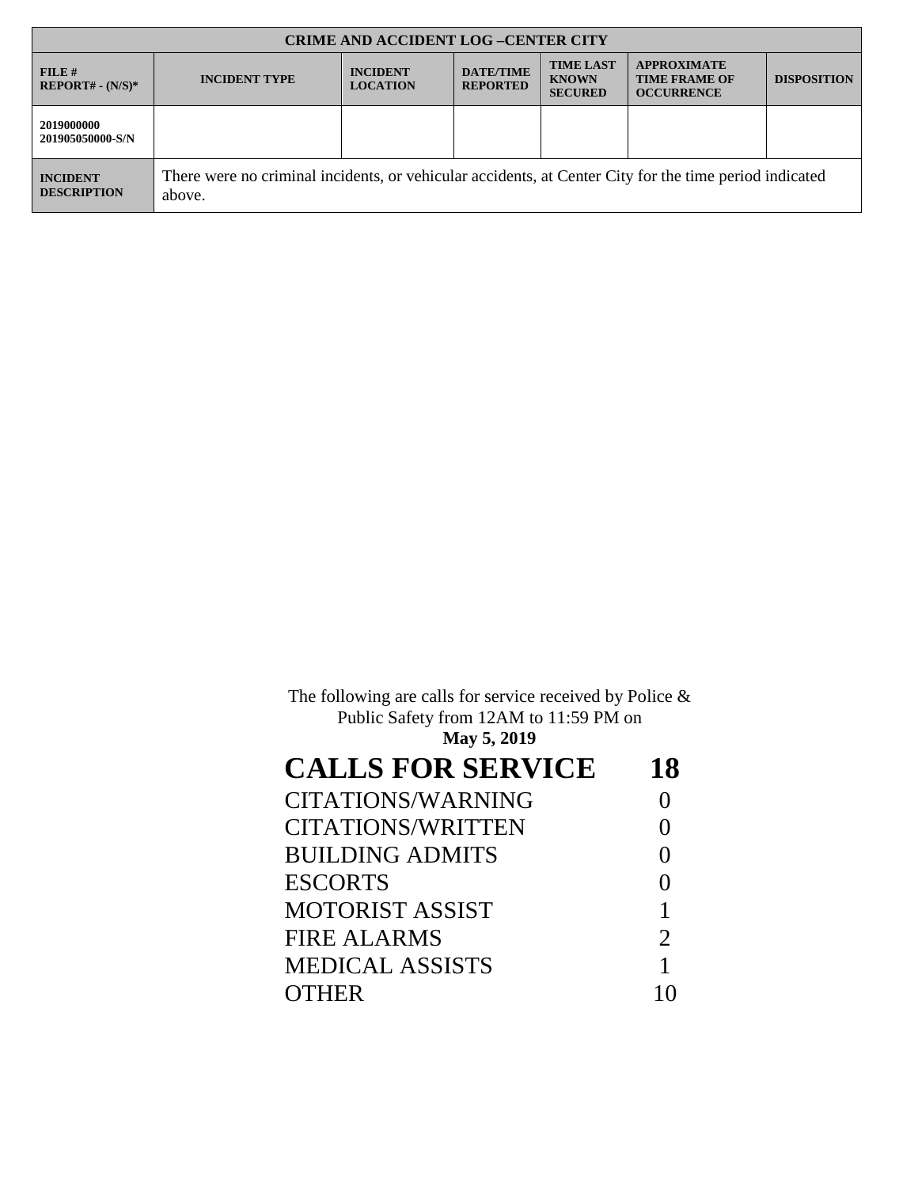| CRIME AND ACCIDENT LOG –CENTER CITY | | | | | | |
|---|---|---|---|---|---|---|
| **FILE # REPORT# - (N/S)*** | **INCIDENT TYPE** | **INCIDENT LOCATION** | **DATE/TIME REPORTED** | **TIME LAST KNOWN SECURED** | **APPROXIMATE TIME FRAME OF OCCURRENCE** | **DISPOSITION** |
| **2019000000 201905050000-S/N** | | | | | | |
| **INCIDENT DESCRIPTION** | There were no criminal incidents, or vehicular accidents, at Center City for the time period indicated above. | | | | | |

The following are calls for service received by Police & Public Safety from 12AM to 11:59 PM on

**May 5, 2019**

| | |
|---|---|
| **CALLS FOR SERVICE** | **18** |
| CITATIONS/WARNING | 0 |
| CITATIONS/WRITTEN | 0 |
| BUILDING ADMITS | 0 |
| ESCORTS | 0 |
| MOTORIST ASSIST | 1 |
| FIRE ALARMS | 2 |
| MEDICAL ASSISTS | 1 |
| OTHER | 10 |